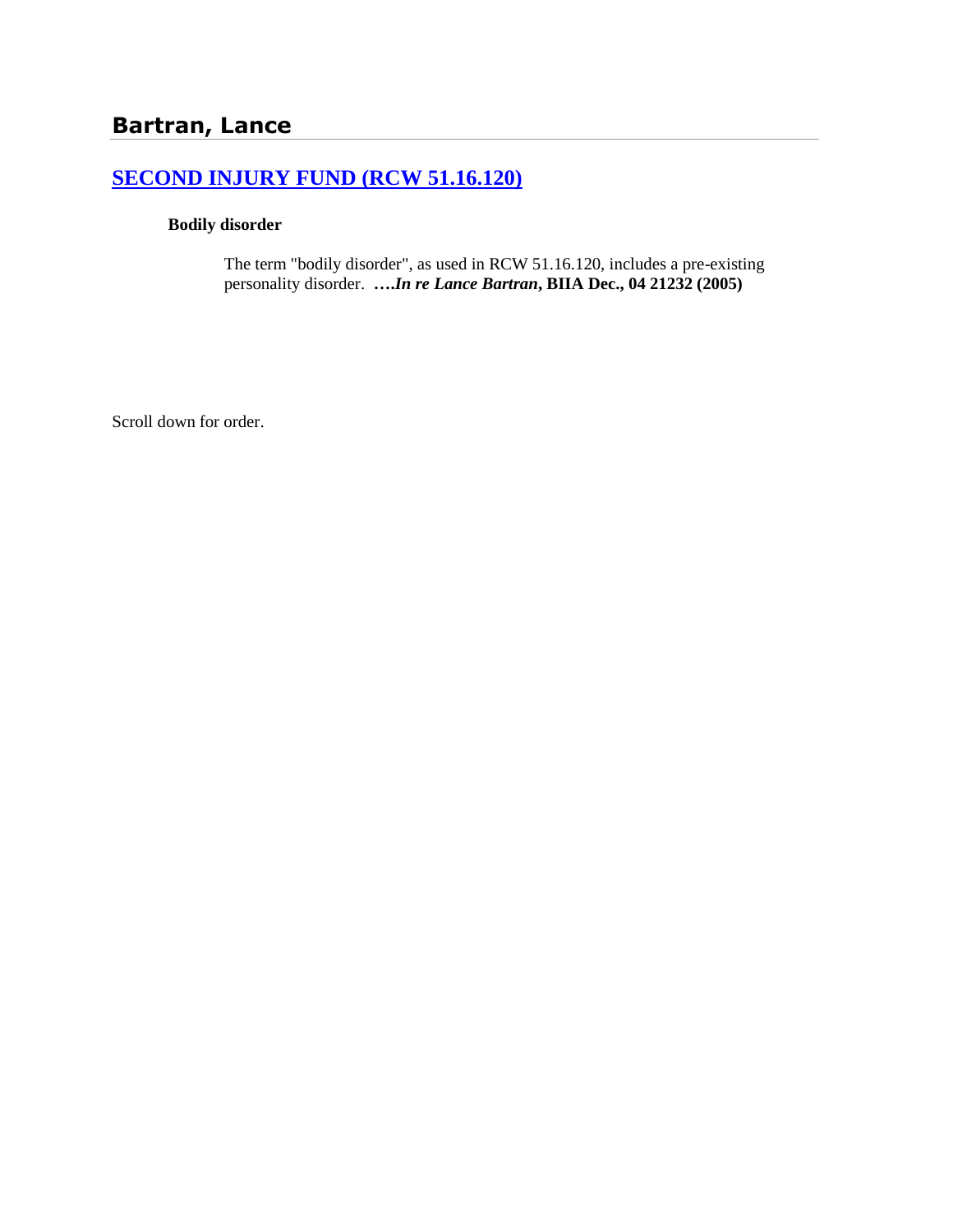# Bartran, Lance

## [SECOND INJURY FUND (RCW 51.16.120)]

**Bodily disorder**

The term "bodily disorder", as used in RCW 51.16.120, includes a pre-existing personality disorder. ****….In re Lance Bartran*, BIIA Dec., 04 21232 (2005)**

Scroll down for order.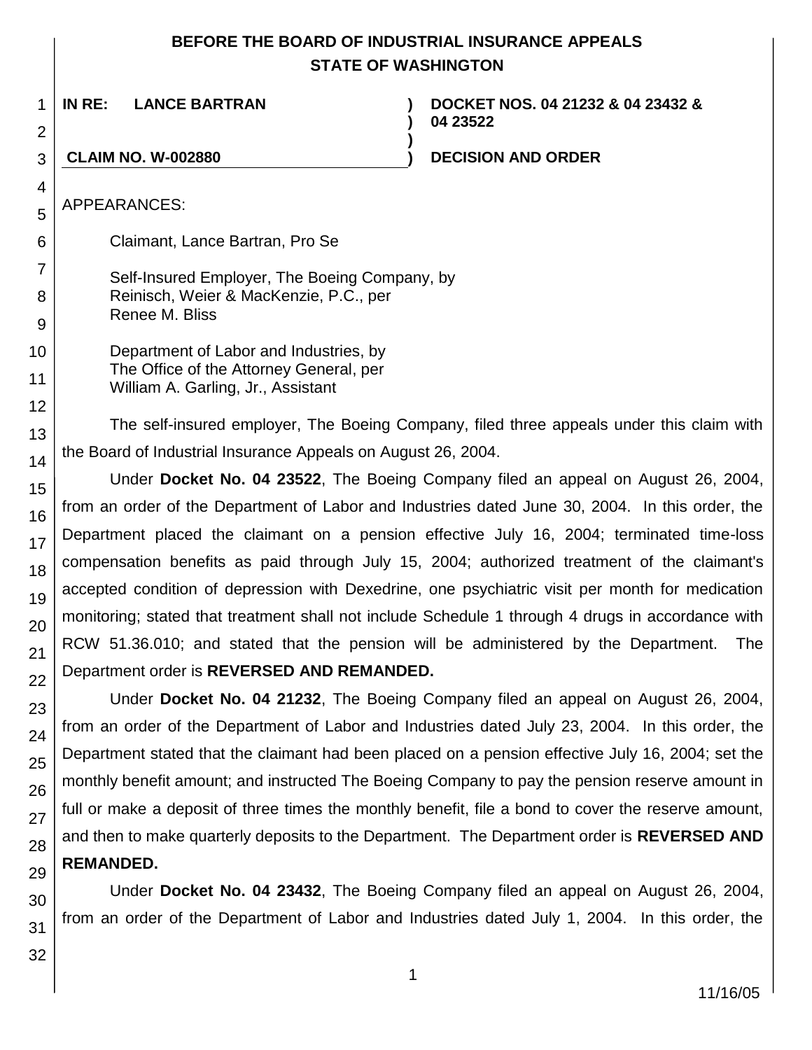# BEFORE THE BOARD OF INDUSTRIAL INSURANCE APPEALS
## STATE OF WASHINGTON

**IN RE: LANCE BARTRAN** ) **DOCKET NOS. 04 21232 & 04 23432 & 04 23522**

**CLAIM NO. W-002880** ) **DECISION AND ORDER**

APPEARANCES:

Claimant, Lance Bartran, Pro Se

Self-Insured Employer, The Boeing Company, by
Reinisch, Weier & MacKenzie, P.C., per
Renee M. Bliss

Department of Labor and Industries, by
The Office of the Attorney General, per
William A. Garling, Jr., Assistant

The self-insured employer, The Boeing Company, filed three appeals under this claim with the Board of Industrial Insurance Appeals on August 26, 2004.

Under **Docket No. 04 23522**, The Boeing Company filed an appeal on August 26, 2004, from an order of the Department of Labor and Industries dated June 30, 2004. In this order, the Department placed the claimant on a pension effective July 16, 2004; terminated time-loss compensation benefits as paid through July 15, 2004; authorized treatment of the claimant's accepted condition of depression with Dexedrine, one psychiatric visit per month for medication monitoring; stated that treatment shall not include Schedule 1 through 4 drugs in accordance with RCW 51.36.010; and stated that the pension will be administered by the Department. The Department order is **REVERSED AND REMANDED.**

Under **Docket No. 04 21232**, The Boeing Company filed an appeal on August 26, 2004, from an order of the Department of Labor and Industries dated July 23, 2004. In this order, the Department stated that the claimant had been placed on a pension effective July 16, 2004; set the monthly benefit amount; and instructed The Boeing Company to pay the pension reserve amount in full or make a deposit of three times the monthly benefit, file a bond to cover the reserve amount, and then to make quarterly deposits to the Department. The Department order is **REVERSED AND REMANDED.**

Under **Docket No. 04 23432**, The Boeing Company filed an appeal on August 26, 2004, from an order of the Department of Labor and Industries dated July 1, 2004. In this order, the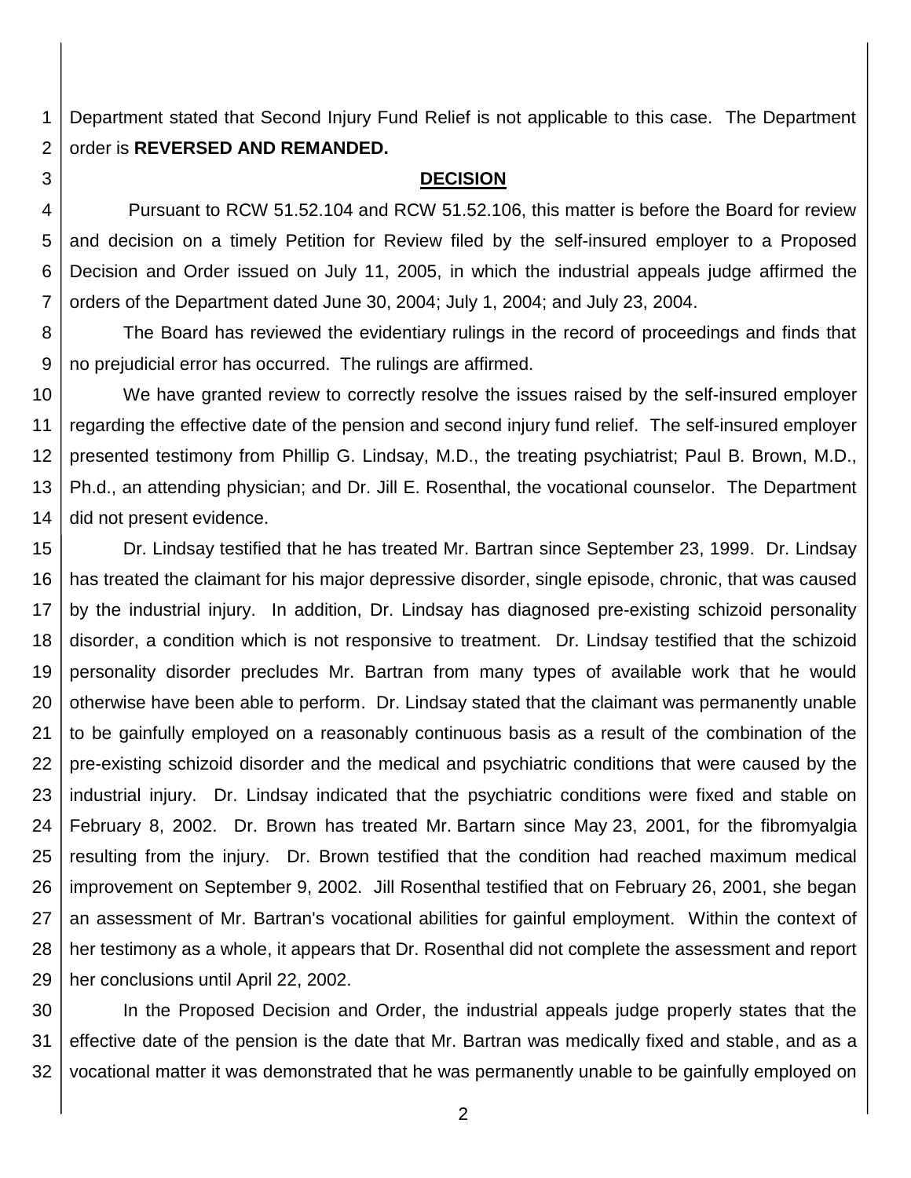Department stated that Second Injury Fund Relief is not applicable to this case. The Department order is **REVERSED AND REMANDED.**

## DECISION

Pursuant to RCW 51.52.104 and RCW 51.52.106, this matter is before the Board for review and decision on a timely Petition for Review filed by the self-insured employer to a Proposed Decision and Order issued on July 11, 2005, in which the industrial appeals judge affirmed the orders of the Department dated June 30, 2004; July 1, 2004; and July 23, 2004.

The Board has reviewed the evidentiary rulings in the record of proceedings and finds that no prejudicial error has occurred. The rulings are affirmed.

We have granted review to correctly resolve the issues raised by the self-insured employer regarding the effective date of the pension and second injury fund relief. The self-insured employer presented testimony from Phillip G. Lindsay, M.D., the treating psychiatrist; Paul B. Brown, M.D., Ph.d., an attending physician; and Dr. Jill E. Rosenthal, the vocational counselor. The Department did not present evidence.

Dr. Lindsay testified that he has treated Mr. Bartran since September 23, 1999. Dr. Lindsay has treated the claimant for his major depressive disorder, single episode, chronic, that was caused by the industrial injury. In addition, Dr. Lindsay has diagnosed pre-existing schizoid personality disorder, a condition which is not responsive to treatment. Dr. Lindsay testified that the schizoid personality disorder precludes Mr. Bartran from many types of available work that he would otherwise have been able to perform. Dr. Lindsay stated that the claimant was permanently unable to be gainfully employed on a reasonably continuous basis as a result of the combination of the pre-existing schizoid disorder and the medical and psychiatric conditions that were caused by the industrial injury. Dr. Lindsay indicated that the psychiatric conditions were fixed and stable on February 8, 2002. Dr. Brown has treated Mr. Bartarn since May 23, 2001, for the fibromyalgia resulting from the injury. Dr. Brown testified that the condition had reached maximum medical improvement on September 9, 2002. Jill Rosenthal testified that on February 26, 2001, she began an assessment of Mr. Bartran's vocational abilities for gainful employment. Within the context of her testimony as a whole, it appears that Dr. Rosenthal did not complete the assessment and report her conclusions until April 22, 2002.

In the Proposed Decision and Order, the industrial appeals judge properly states that the effective date of the pension is the date that Mr. Bartran was medically fixed and stable, and as a vocational matter it was demonstrated that he was permanently unable to be gainfully employed on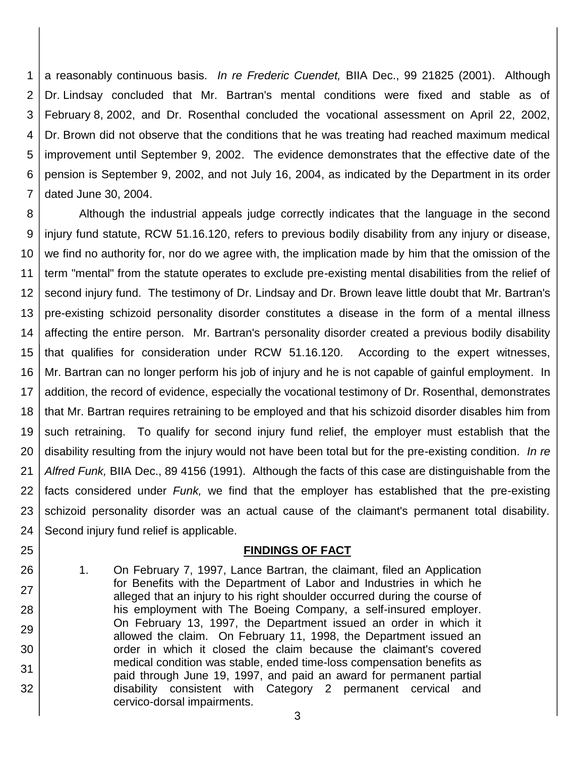a reasonably continuous basis. *In re Frederic Cuendet,* BIIA Dec., 99 21825 (2001). Although Dr. Lindsay concluded that Mr. Bartran's mental conditions were fixed and stable as of February 8, 2002, and Dr. Rosenthal concluded the vocational assessment on April 22, 2002, Dr. Brown did not observe that the conditions that he was treating had reached maximum medical improvement until September 9, 2002. The evidence demonstrates that the effective date of the pension is September 9, 2002, and not July 16, 2004, as indicated by the Department in its order dated June 30, 2004.

Although the industrial appeals judge correctly indicates that the language in the second injury fund statute, RCW 51.16.120, refers to previous bodily disability from any injury or disease, we find no authority for, nor do we agree with, the implication made by him that the omission of the term "mental" from the statute operates to exclude pre-existing mental disabilities from the relief of second injury fund. The testimony of Dr. Lindsay and Dr. Brown leave little doubt that Mr. Bartran's pre-existing schizoid personality disorder constitutes a disease in the form of a mental illness affecting the entire person. Mr. Bartran's personality disorder created a previous bodily disability that qualifies for consideration under RCW 51.16.120. According to the expert witnesses, Mr. Bartran can no longer perform his job of injury and he is not capable of gainful employment. In addition, the record of evidence, especially the vocational testimony of Dr. Rosenthal, demonstrates that Mr. Bartran requires retraining to be employed and that his schizoid disorder disables him from such retraining. To qualify for second injury fund relief, the employer must establish that the disability resulting from the injury would not have been total but for the pre-existing condition. *In re Alfred Funk,* BIIA Dec., 89 4156 (1991). Although the facts of this case are distinguishable from the facts considered under *Funk,* we find that the employer has established that the pre-existing schizoid personality disorder was an actual cause of the claimant's permanent total disability. Second injury fund relief is applicable.

## FINDINGS OF FACT

1. On February 7, 1997, Lance Bartran, the claimant, filed an Application for Benefits with the Department of Labor and Industries in which he alleged that an injury to his right shoulder occurred during the course of his employment with The Boeing Company, a self-insured employer. On February 13, 1997, the Department issued an order in which it allowed the claim. On February 11, 1998, the Department issued an order in which it closed the claim because the claimant's covered medical condition was stable, ended time-loss compensation benefits as paid through June 19, 1997, and paid an award for permanent partial disability consistent with Category 2 permanent cervical and cervico-dorsal impairments.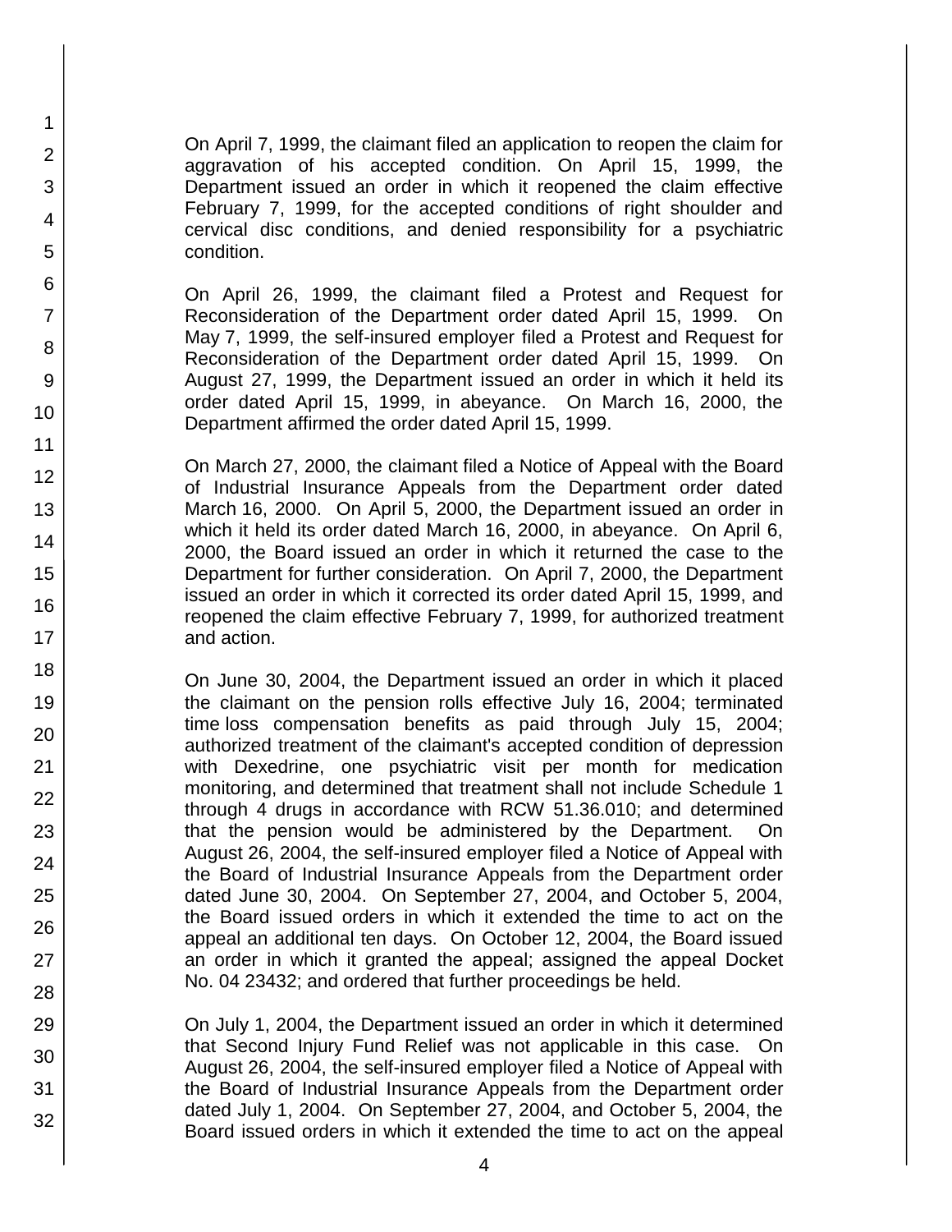On April 7, 1999, the claimant filed an application to reopen the claim for aggravation of his accepted condition. On April 15, 1999, the Department issued an order in which it reopened the claim effective February 7, 1999, for the accepted conditions of right shoulder and cervical disc conditions, and denied responsibility for a psychiatric condition.

On April 26, 1999, the claimant filed a Protest and Request for Reconsideration of the Department order dated April 15, 1999. On May 7, 1999, the self-insured employer filed a Protest and Request for Reconsideration of the Department order dated April 15, 1999. On August 27, 1999, the Department issued an order in which it held its order dated April 15, 1999, in abeyance. On March 16, 2000, the Department affirmed the order dated April 15, 1999.

On March 27, 2000, the claimant filed a Notice of Appeal with the Board of Industrial Insurance Appeals from the Department order dated March 16, 2000. On April 5, 2000, the Department issued an order in which it held its order dated March 16, 2000, in abeyance. On April 6, 2000, the Board issued an order in which it returned the case to the Department for further consideration. On April 7, 2000, the Department issued an order in which it corrected its order dated April 15, 1999, and reopened the claim effective February 7, 1999, for authorized treatment and action.

On June 30, 2004, the Department issued an order in which it placed the claimant on the pension rolls effective July 16, 2004; terminated time loss compensation benefits as paid through July 15, 2004; authorized treatment of the claimant's accepted condition of depression with Dexedrine, one psychiatric visit per month for medication monitoring, and determined that treatment shall not include Schedule 1 through 4 drugs in accordance with RCW 51.36.010; and determined that the pension would be administered by the Department. On August 26, 2004, the self-insured employer filed a Notice of Appeal with the Board of Industrial Insurance Appeals from the Department order dated June 30, 2004. On September 27, 2004, and October 5, 2004, the Board issued orders in which it extended the time to act on the appeal an additional ten days. On October 12, 2004, the Board issued an order in which it granted the appeal; assigned the appeal Docket No. 04 23432; and ordered that further proceedings be held.

On July 1, 2004, the Department issued an order in which it determined that Second Injury Fund Relief was not applicable in this case. On August 26, 2004, the self-insured employer filed a Notice of Appeal with the Board of Industrial Insurance Appeals from the Department order dated July 1, 2004. On September 27, 2004, and October 5, 2004, the Board issued orders in which it extended the time to act on the appeal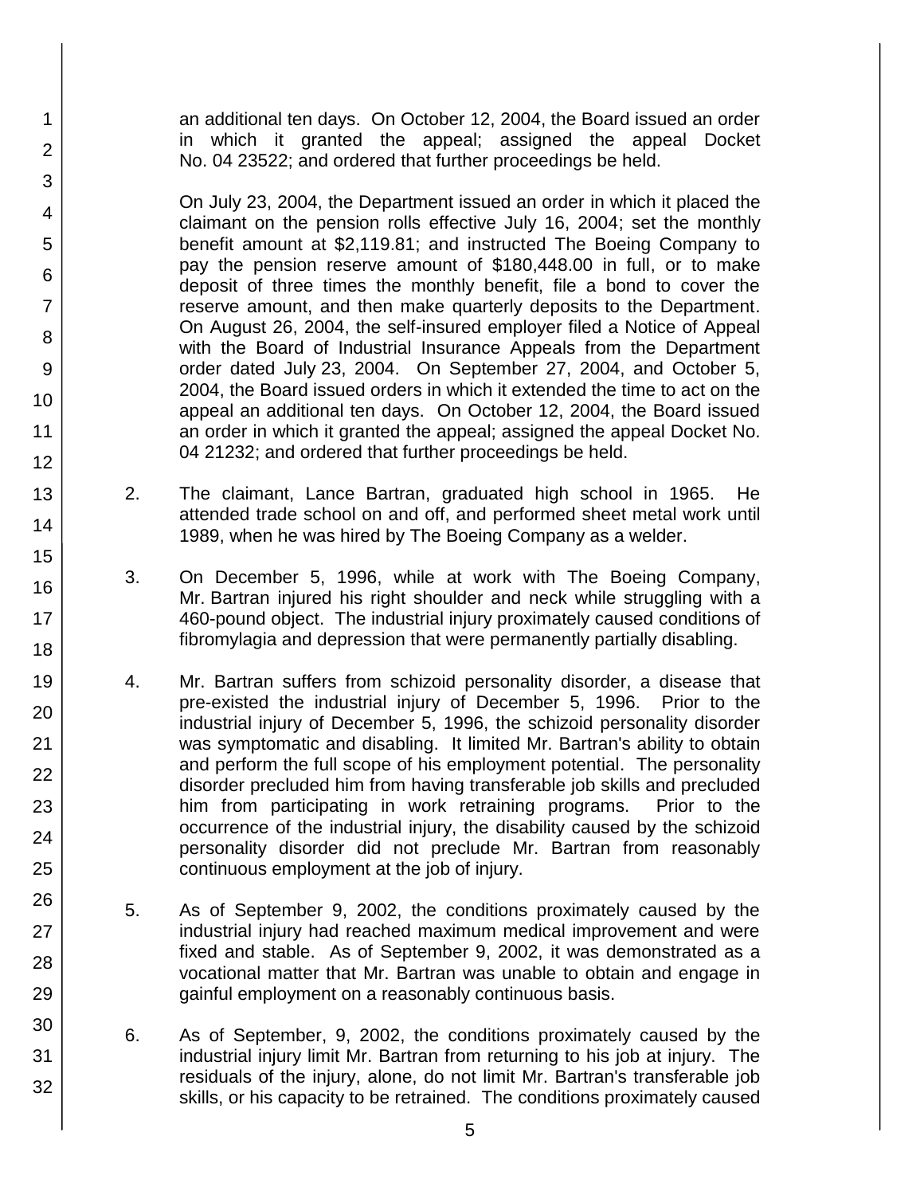an additional ten days. On October 12, 2004, the Board issued an order in which it granted the appeal; assigned the appeal Docket No. 04 23522; and ordered that further proceedings be held.

On July 23, 2004, the Department issued an order in which it placed the claimant on the pension rolls effective July 16, 2004; set the monthly benefit amount at $2,119.81; and instructed The Boeing Company to pay the pension reserve amount of $180,448.00 in full, or to make deposit of three times the monthly benefit, file a bond to cover the reserve amount, and then make quarterly deposits to the Department. On August 26, 2004, the self-insured employer filed a Notice of Appeal with the Board of Industrial Insurance Appeals from the Department order dated July 23, 2004. On September 27, 2004, and October 5, 2004, the Board issued orders in which it extended the time to act on the appeal an additional ten days. On October 12, 2004, the Board issued an order in which it granted the appeal; assigned the appeal Docket No. 04 21232; and ordered that further proceedings be held.

2. The claimant, Lance Bartran, graduated high school in 1965. He attended trade school on and off, and performed sheet metal work until 1989, when he was hired by The Boeing Company as a welder.

3. On December 5, 1996, while at work with The Boeing Company, Mr. Bartran injured his right shoulder and neck while struggling with a 460-pound object. The industrial injury proximately caused conditions of fibromylagia and depression that were permanently partially disabling.

4. Mr. Bartran suffers from schizoid personality disorder, a disease that pre-existed the industrial injury of December 5, 1996. Prior to the industrial injury of December 5, 1996, the schizoid personality disorder was symptomatic and disabling. It limited Mr. Bartran's ability to obtain and perform the full scope of his employment potential. The personality disorder precluded him from having transferable job skills and precluded him from participating in work retraining programs. Prior to the occurrence of the industrial injury, the disability caused by the schizoid personality disorder did not preclude Mr. Bartran from reasonably continuous employment at the job of injury.

5. As of September 9, 2002, the conditions proximately caused by the industrial injury had reached maximum medical improvement and were fixed and stable. As of September 9, 2002, it was demonstrated as a vocational matter that Mr. Bartran was unable to obtain and engage in gainful employment on a reasonably continuous basis.

6. As of September, 9, 2002, the conditions proximately caused by the industrial injury limit Mr. Bartran from returning to his job at injury. The residuals of the injury, alone, do not limit Mr. Bartran's transferable job skills, or his capacity to be retrained. The conditions proximately caused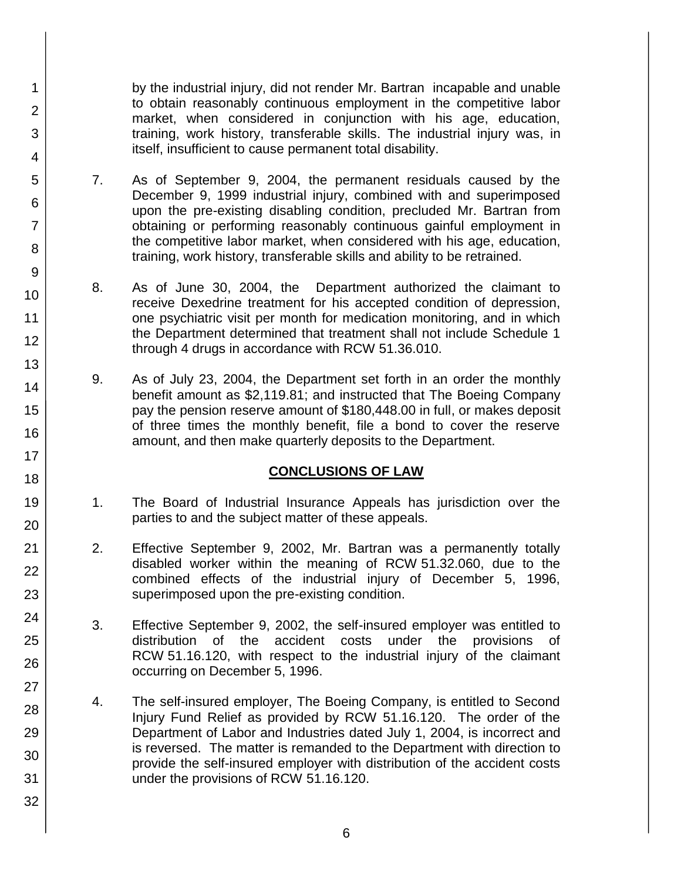by the industrial injury, did not render Mr. Bartran incapable and unable to obtain reasonably continuous employment in the competitive labor market, when considered in conjunction with his age, education, training, work history, transferable skills. The industrial injury was, in itself, insufficient to cause permanent total disability.

7. As of September 9, 2004, the permanent residuals caused by the December 9, 1999 industrial injury, combined with and superimposed upon the pre-existing disabling condition, precluded Mr. Bartran from obtaining or performing reasonably continuous gainful employment in the competitive labor market, when considered with his age, education, training, work history, transferable skills and ability to be retrained.

8. As of June 30, 2004, the Department authorized the claimant to receive Dexedrine treatment for his accepted condition of depression, one psychiatric visit per month for medication monitoring, and in which the Department determined that treatment shall not include Schedule 1 through 4 drugs in accordance with RCW 51.36.010.

9. As of July 23, 2004, the Department set forth in an order the monthly benefit amount as $2,119.81; and instructed that The Boeing Company pay the pension reserve amount of $180,448.00 in full, or makes deposit of three times the monthly benefit, file a bond to cover the reserve amount, and then make quarterly deposits to the Department.

## CONCLUSIONS OF LAW

1. The Board of Industrial Insurance Appeals has jurisdiction over the parties to and the subject matter of these appeals.

2. Effective September 9, 2002, Mr. Bartran was a permanently totally disabled worker within the meaning of RCW 51.32.060, due to the combined effects of the industrial injury of December 5, 1996, superimposed upon the pre-existing condition.

3. Effective September 9, 2002, the self-insured employer was entitled to distribution of the accident costs under the provisions of RCW 51.16.120, with respect to the industrial injury of the claimant occurring on December 5, 1996.

4. The self-insured employer, The Boeing Company, is entitled to Second Injury Fund Relief as provided by RCW 51.16.120. The order of the Department of Labor and Industries dated July 1, 2004, is incorrect and is reversed. The matter is remanded to the Department with direction to provide the self-insured employer with distribution of the accident costs under the provisions of RCW 51.16.120.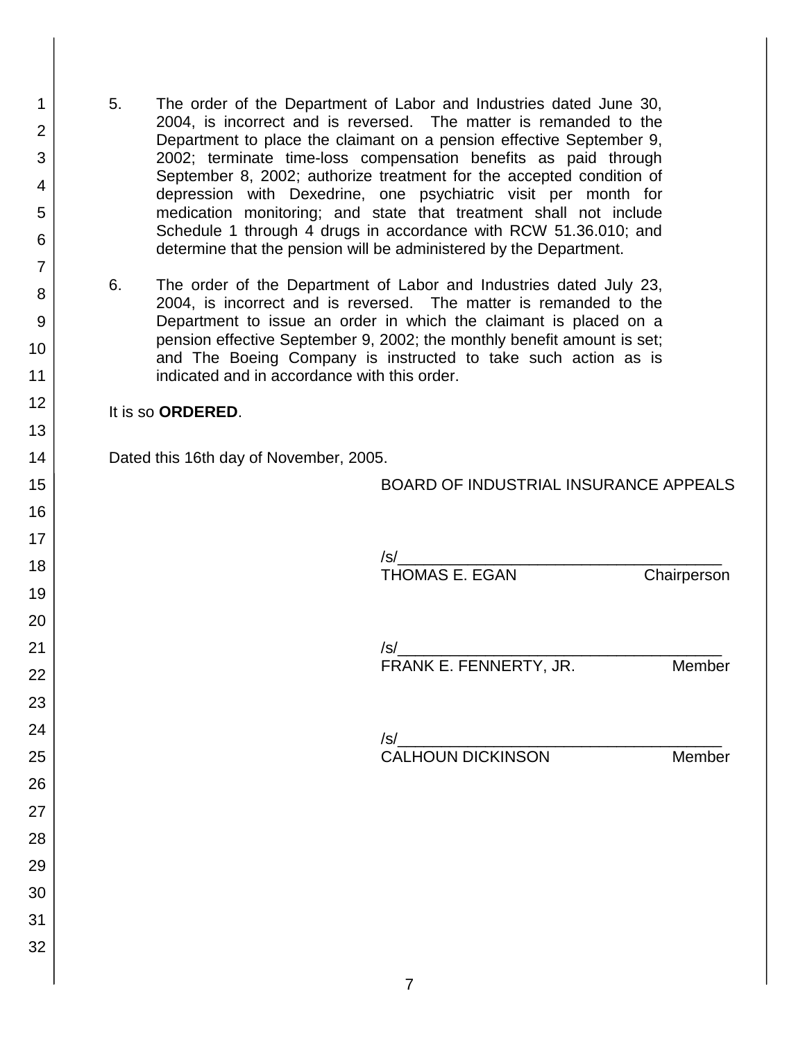5. The order of the Department of Labor and Industries dated June 30, 2004, is incorrect and is reversed. The matter is remanded to the Department to place the claimant on a pension effective September 9, 2002; terminate time-loss compensation benefits as paid through September 8, 2002; authorize treatment for the accepted condition of depression with Dexedrine, one psychiatric visit per month for medication monitoring; and state that treatment shall not include Schedule 1 through 4 drugs in accordance with RCW 51.36.010; and determine that the pension will be administered by the Department.

6. The order of the Department of Labor and Industries dated July 23, 2004, is incorrect and is reversed. The matter is remanded to the Department to issue an order in which the claimant is placed on a pension effective September 9, 2002; the monthly benefit amount is set; and The Boeing Company is instructed to take such action as is indicated and in accordance with this order.

It is so **ORDERED**.

Dated this 16th day of November, 2005.

BOARD OF INDUSTRIAL INSURANCE APPEALS

/s/_____________________________________
THOMAS E. EGAN Chairperson

/s/_____________________________________
FRANK E. FENNERTY, JR. Member

/s/_____________________________________
CALHOUN DICKINSON Member